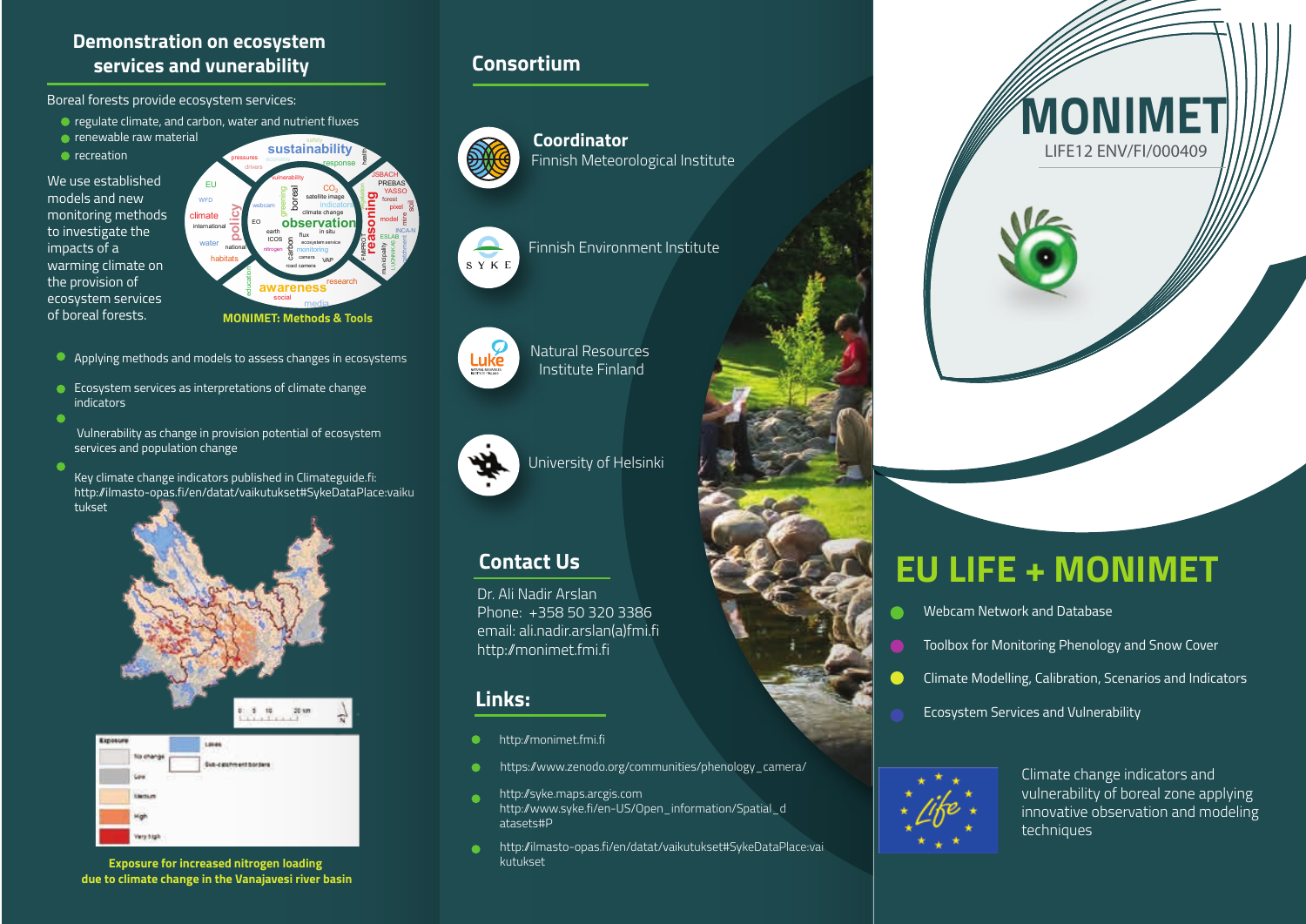## Demonstration on ecosystem services and vunerability

Boreal forests provide ecosystem services:

- regulate climate, and carbon, water and nutrient fluxes
- renewable raw material
- recreation

We use established models and new monitoring methods to investigate the impacts of a warming climate on the provision of ecosystem services of boreal forests.

MONIMET: Methods & Tools

- Applying methods and models to assess changes in ecosystems
- Ecosystem services as interpretations of climate change indicators
- Vulnerability as change in provision potential of ecosystem services and population change
- Key climate change indicators published in Climateguide.fi: http://ilmasto-opas.fi/en/datat/vaikutukset#SykeDataPlace:vaikutukset

Exposure for increased nitrogen loading due to climate change in the Vanajavesi river basin

## Consortium

**Coordinator**
Finnish Meteorological Institute

Finnish Environment Institute

Natural Resources Institute Finland

University of Helsinki

## Contact Us

Dr. Ali Nadir Arslan
Phone: +358 50 320 3386
email: ali.nadir.arslan(a)fmi.fi
http://monimet.fmi.fi

## Links:

- http://monimet.fmi.fi
- https://www.zenodo.org/communities/phenology_camera/
- http://syke.maps.arcgis.com http://www.syke.fi/en-US/Open_information/Spatial_datasets#P
- http://ilmasto-opas.fi/en/datat/vaikutukset#SykeDataPlace:vaikutukset

# MONIMET

LIFE12 ENV/FI/000409

## EU LIFE + MONIMET

- Webcam Network and Database
- Toolbox for Monitoring Phenology and Snow Cover
- Climate Modelling, Calibration, Scenarios and Indicators
- Ecosystem Services and Vulnerability

Climate change indicators and vulnerability of boreal zone applying innovative observation and modeling techniques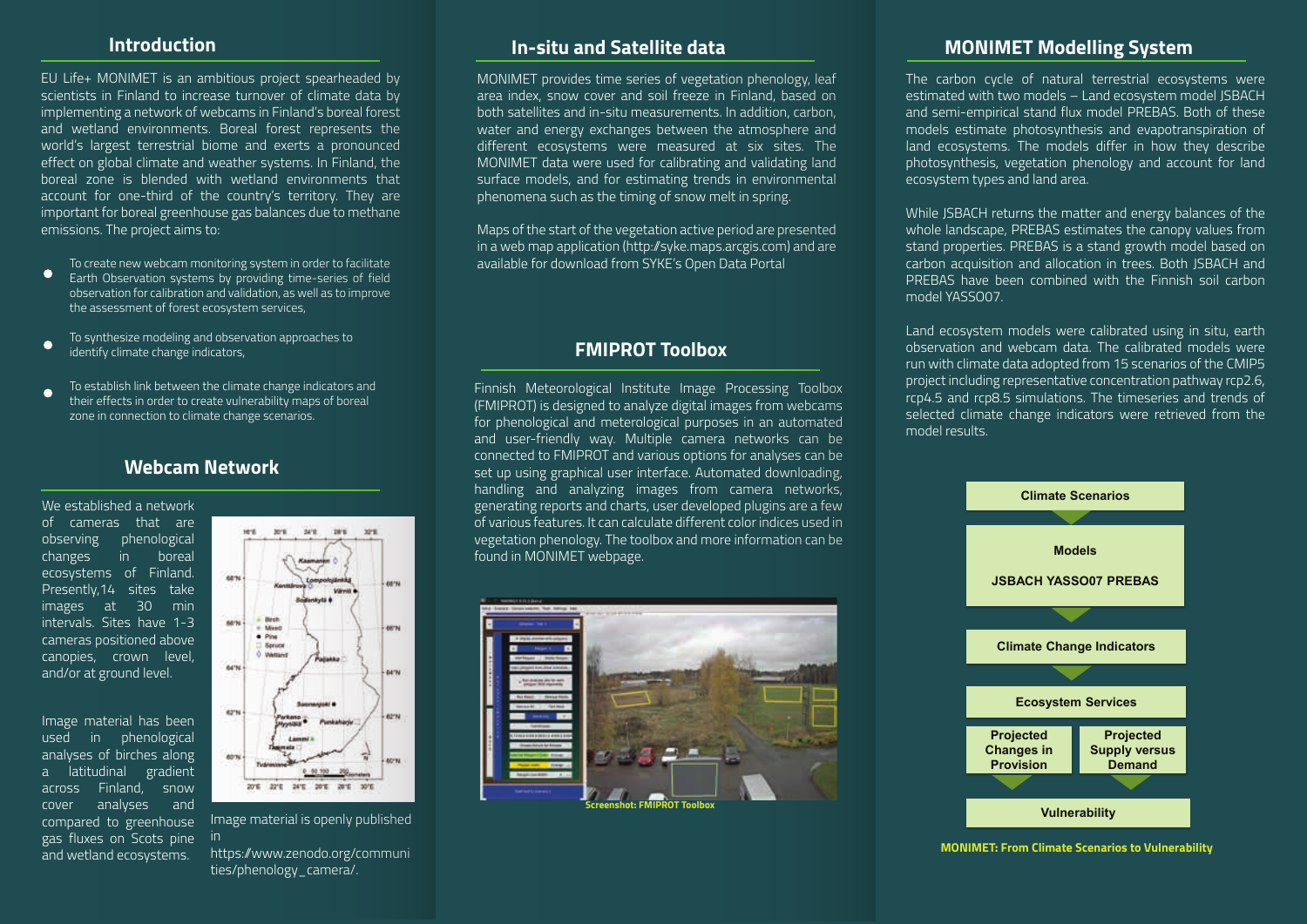## Introduction

EU Life+ MONIMET is an ambitious project spearheaded by scientists in Finland to increase turnover of climate data by implementing a network of webcams in Finland's boreal forest and wetland environments. Boreal forest represents the world's largest terrestrial biome and exerts a pronounced effect on global climate and weather systems. In Finland, the boreal zone is blended with wetland environments that account for one-third of the country's territory. They are important for boreal greenhouse gas balances due to methane emissions. The project aims to:

- To create new webcam monitoring system in order to facilitate Earth Observation systems by providing time-series of field observation for calibration and validation, as well as to improve the assessment of forest ecosystem services,
- To synthesize modeling and observation approaches to identify climate change indicators,
- To establish link between the climate change indicators and their effects in order to create vulnerability maps of boreal zone in connection to climate change scenarios.

## Webcam Network

We established a network of cameras that are observing phenological changes in boreal ecosystems of Finland. Presently,14 sites take images at 30 min intervals. Sites have 1-3 cameras positioned above canopies, crown level, and/or at ground level.

Image material has been used in phenological analyses of birches along a latitudinal gradient across Finland, snow cover analyses and compared to greenhouse gas fluxes on Scots pine and wetland ecosystems.

Image material is openly published in https://www.zenodo.org/communities/phenology_camera/.

## In-situ and Satellite data

MONIMET provides time series of vegetation phenology, leaf area index, snow cover and soil freeze in Finland, based on both satellites and in-situ measurements. In addition, carbon, water and energy exchanges between the atmosphere and different ecosystems were measured at six sites. The MONIMET data were used for calibrating and validating land surface models, and for estimating trends in environmental phenomena such as the timing of snow melt in spring.

Maps of the start of the vegetation active period are presented in a web map application (http://syke.maps.arcgis.com) and are available for download from SYKE's Open Data Portal

## FMIPROT Toolbox

Finnish Meteorological Institute Image Processing Toolbox (FMIPROT) is designed to analyze digital images from webcams for phenological and meterological purposes in an automated and user-friendly way. Multiple camera networks can be connected to FMIPROT and various options for analyses can be set up using graphical user interface. Automated downloading, handling and analyzing images from camera networks, generating reports and charts, user developed plugins are a few of various features. It can calculate different color indices used in vegetation phenology. The toolbox and more information can be found in MONIMET webpage.

Screenshot: FMIPROT Toolbox

## MONIMET Modelling System

The carbon cycle of natural terrestrial ecosystems were estimated with two models – Land ecosystem model JSBACH and semi-empirical stand flux model PREBAS. Both of these models estimate photosynthesis and evapotranspiration of land ecosystems. The models differ in how they describe photosynthesis, vegetation phenology and account for land ecosystem types and land area.

While JSBACH returns the matter and energy balances of the whole landscape, PREBAS estimates the canopy values from stand properties. PREBAS is a stand growth model based on carbon acquisition and allocation in trees. Both JSBACH and PREBAS have been combined with the Finnish soil carbon model YASSO07.

Land ecosystem models were calibrated using in situ, earth observation and webcam data. The calibrated models were run with climate data adopted from 15 scenarios of the CMIP5 project including representative concentration pathway rcp2.6, rcp4.5 and rcp8.5 simulations. The timeseries and trends of selected climate change indicators were retrieved from the model results.

Climate Scenarios

Models

JSBACH YASSO07 PREBAS

Climate Change Indicators

Ecosystem Services

Projected Changes in Provision

Projected Supply versus Demand

Vulnerability

MONIMET: From Climate Scenarios to Vulnerability